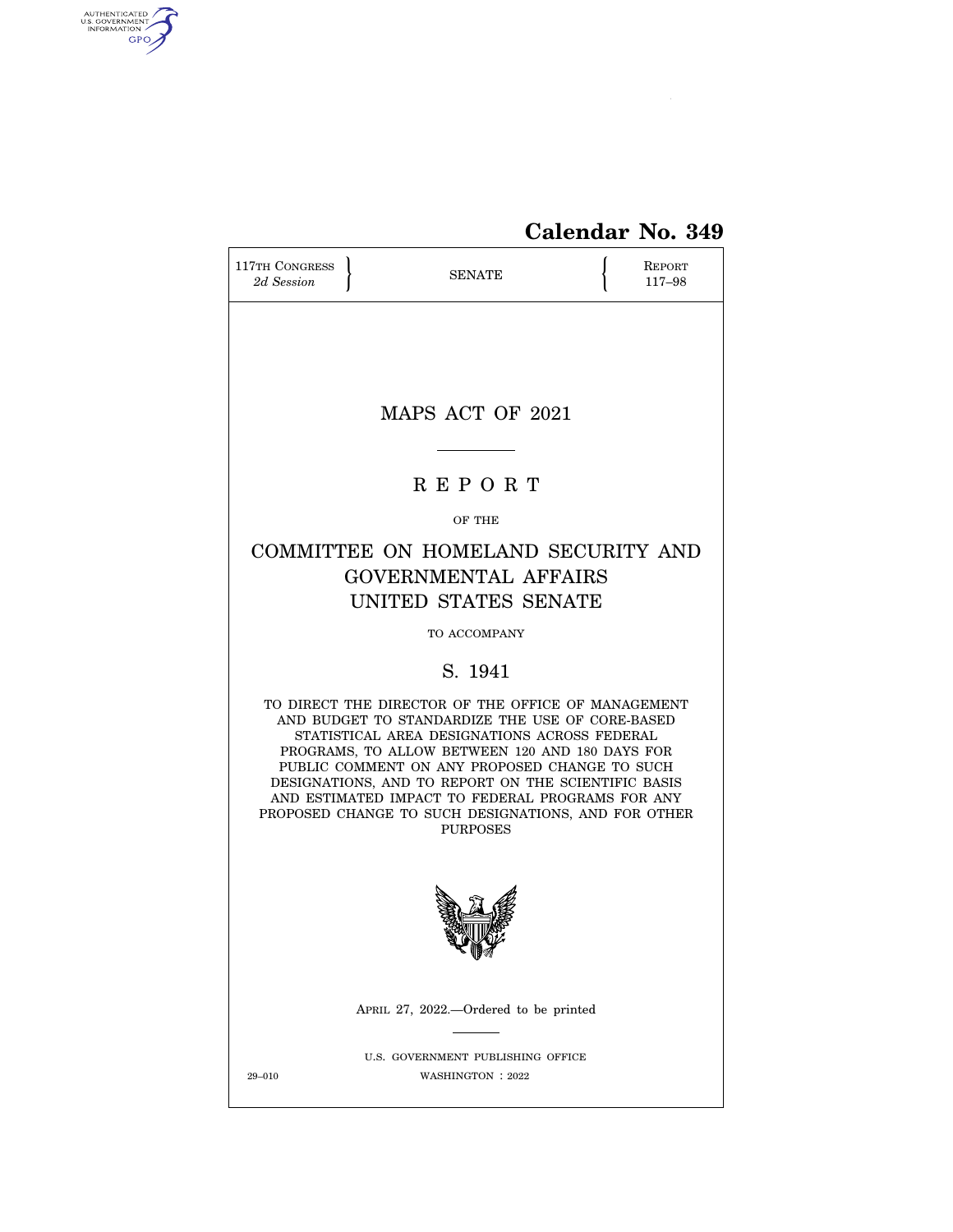Calendar No. 349

117TH CONGRESS
*2d Session*

SENATE

REPORT
117–98

# MAPS ACT OF 2021

## R E P O R T

OF THE

## COMMITTEE ON HOMELAND SECURITY AND GOVERNMENTAL AFFAIRS UNITED STATES SENATE

TO ACCOMPANY

## S. 1941

TO DIRECT THE DIRECTOR OF THE OFFICE OF MANAGEMENT AND BUDGET TO STANDARDIZE THE USE OF CORE-BASED STATISTICAL AREA DESIGNATIONS ACROSS FEDERAL PROGRAMS, TO ALLOW BETWEEN 120 AND 180 DAYS FOR PUBLIC COMMENT ON ANY PROPOSED CHANGE TO SUCH DESIGNATIONS, AND TO REPORT ON THE SCIENTIFIC BASIS AND ESTIMATED IMPACT TO FEDERAL PROGRAMS FOR ANY PROPOSED CHANGE TO SUCH DESIGNATIONS, AND FOR OTHER PURPOSES

APRIL 27, 2022.—Ordered to be printed

U.S. GOVERNMENT PUBLISHING OFFICE

29–010 WASHINGTON : 2022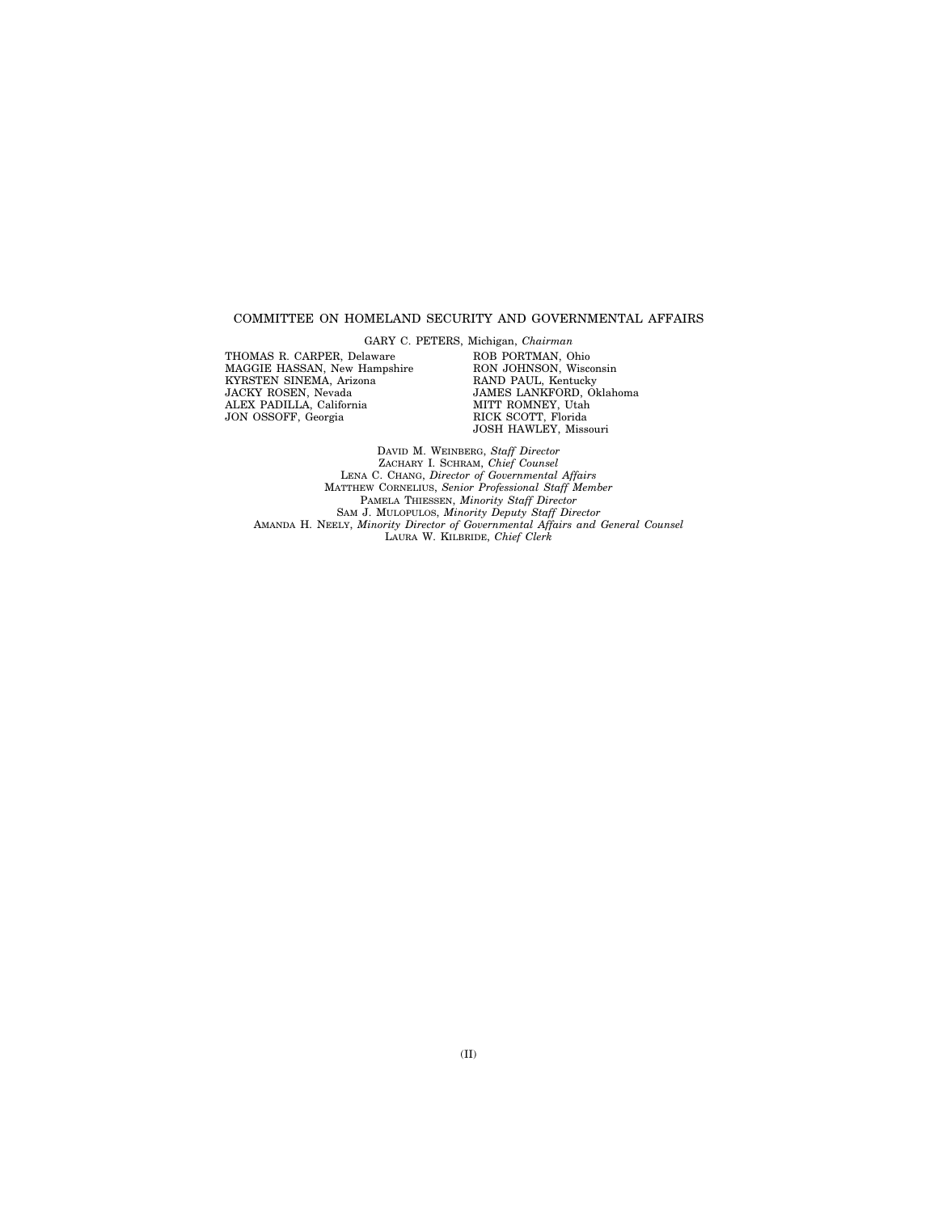COMMITTEE ON HOMELAND SECURITY AND GOVERNMENTAL AFFAIRS

GARY C. PETERS, Michigan, *Chairman*

THOMAS R. CARPER, Delaware
MAGGIE HASSAN, New Hampshire
KYRSTEN SINEMA, Arizona
JACKY ROSEN, Nevada
ALEX PADILLA, California
JON OSSOFF, Georgia

ROB PORTMAN, Ohio
RON JOHNSON, Wisconsin
RAND PAUL, Kentucky
JAMES LANKFORD, Oklahoma
MITT ROMNEY, Utah
RICK SCOTT, Florida
JOSH HAWLEY, Missouri

DAVID M. WEINBERG, *Staff Director*
ZACHARY I. SCHRAM, *Chief Counsel*
LENA C. CHANG, *Director of Governmental Affairs*
MATTHEW CORNELIUS, *Senior Professional Staff Member*
PAMELA THIESSEN, *Minority Staff Director*
SAM J. MULOPULOS, *Minority Deputy Staff Director*
AMANDA H. NEELY, *Minority Director of Governmental Affairs and General Counsel*
LAURA W. KILBRIDE, *Chief Clerk*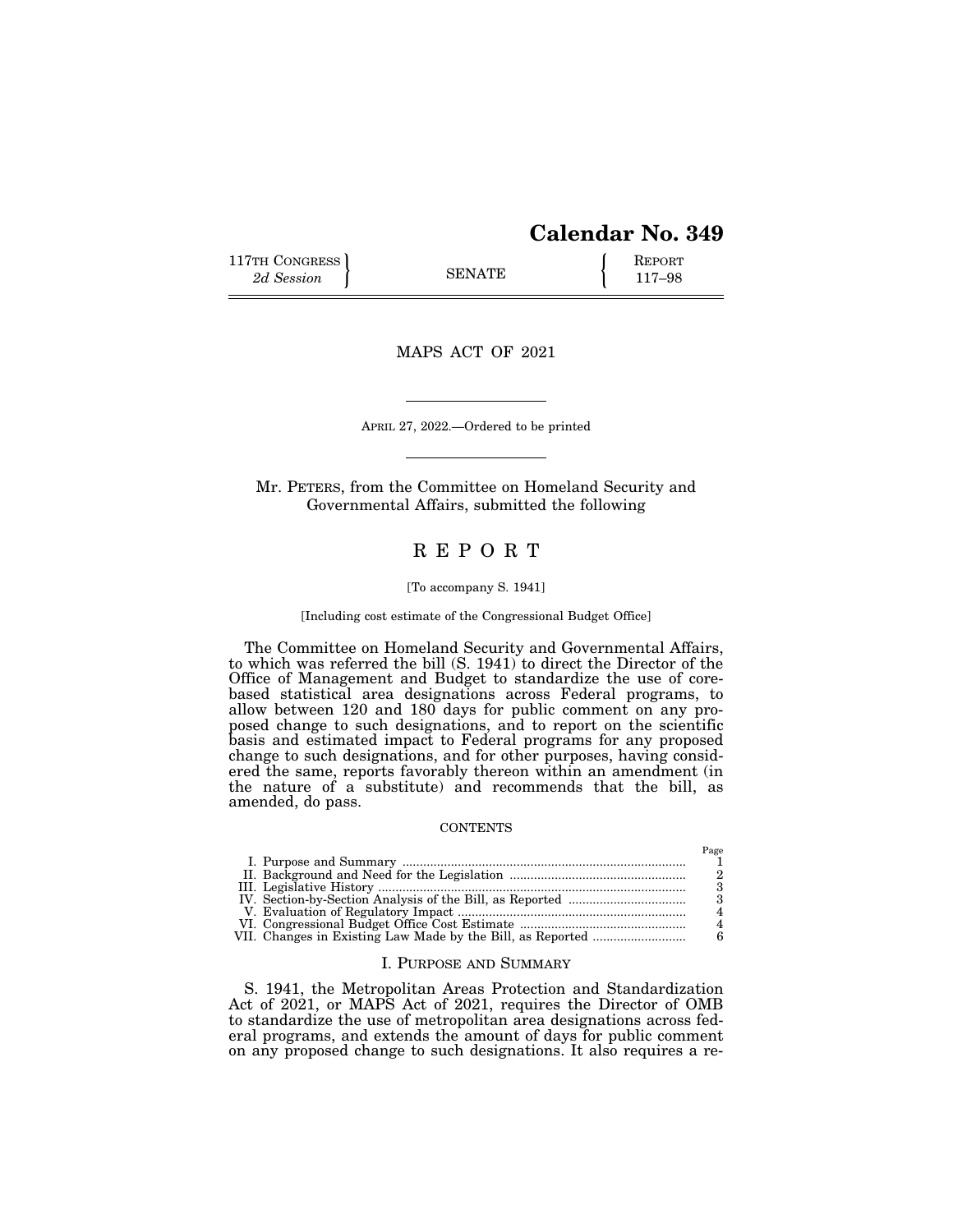# Calendar No. 349

117TH CONGRESS 2d Session | SENATE | REPORT 117–98

## MAPS ACT OF 2021

APRIL 27, 2022.—Ordered to be printed

Mr. PETERS, from the Committee on Homeland Security and Governmental Affairs, submitted the following

# REPORT

[To accompany S. 1941]

[Including cost estimate of the Congressional Budget Office]

The Committee on Homeland Security and Governmental Affairs, to which was referred the bill (S. 1941) to direct the Director of the Office of Management and Budget to standardize the use of core-based statistical area designations across Federal programs, to allow between 120 and 180 days for public comment on any proposed change to such designations, and to report on the scientific basis and estimated impact to Federal programs for any proposed change to such designations, and for other purposes, having considered the same, reports favorably thereon within an amendment (in the nature of a substitute) and recommends that the bill, as amended, do pass.

CONTENTS

| | Page |
|---|---|
| I. Purpose and Summary | 1 |
| II. Background and Need for the Legislation | 2 |
| III. Legislative History | 3 |
| IV. Section-by-Section Analysis of the Bill, as Reported | 3 |
| V. Evaluation of Regulatory Impact | 4 |
| VI. Congressional Budget Office Cost Estimate | 4 |
| VII. Changes in Existing Law Made by the Bill, as Reported | 6 |

## I. PURPOSE AND SUMMARY

S. 1941, the Metropolitan Areas Protection and Standardization Act of 2021, or MAPS Act of 2021, requires the Director of OMB to standardize the use of metropolitan area designations across federal programs, and extends the amount of days for public comment on any proposed change to such designations. It also requires a re-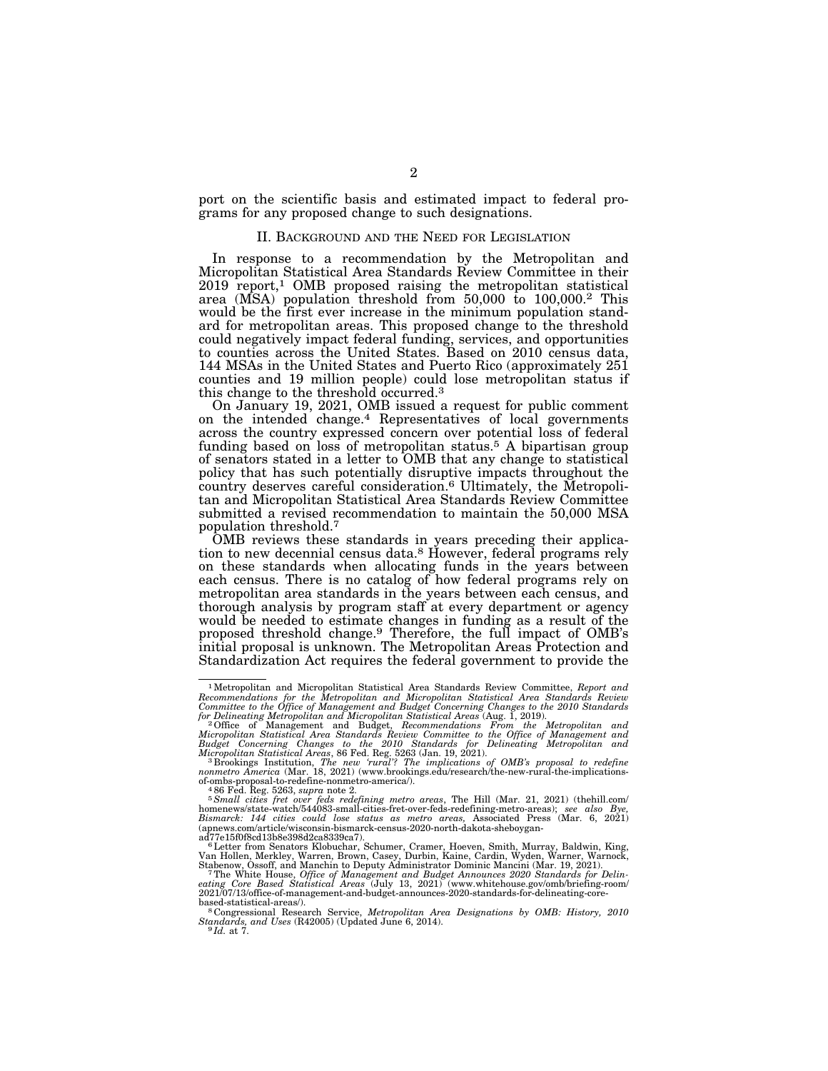port on the scientific basis and estimated impact to federal programs for any proposed change to such designations.

## II. Background and the Need for Legislation

In response to a recommendation by the Metropolitan and Micropolitan Statistical Area Standards Review Committee in their 2019 report,[1] OMB proposed raising the metropolitan statistical area (MSA) population threshold from 50,000 to 100,000.[2] This would be the first ever increase in the minimum population standard for metropolitan areas. This proposed change to the threshold could negatively impact federal funding, services, and opportunities to counties across the United States. Based on 2010 census data, 144 MSAs in the United States and Puerto Rico (approximately 251 counties and 19 million people) could lose metropolitan status if this change to the threshold occurred.[3]

On January 19, 2021, OMB issued a request for public comment on the intended change.[4] Representatives of local governments across the country expressed concern over potential loss of federal funding based on loss of metropolitan status.[5] A bipartisan group of senators stated in a letter to OMB that any change to statistical policy that has such potentially disruptive impacts throughout the country deserves careful consideration.[6] Ultimately, the Metropolitan and Micropolitan Statistical Area Standards Review Committee submitted a revised recommendation to maintain the 50,000 MSA population threshold.[7]

OMB reviews these standards in years preceding their application to new decennial census data.[8] However, federal programs rely on these standards when allocating funds in the years between each census. There is no catalog of how federal programs rely on metropolitan area standards in the years between each census, and thorough analysis by program staff at every department or agency would be needed to estimate changes in funding as a result of the proposed threshold change.[9] Therefore, the full impact of OMB's initial proposal is unknown. The Metropolitan Areas Protection and Standardization Act requires the federal government to provide the

---

[1] Metropolitan and Micropolitan Statistical Area Standards Review Committee, *Report and Recommendations for the Metropolitan and Micropolitan Statistical Area Standards Review Committee to the Office of Management and Budget Concerning Changes to the 2010 Standards for Delineating Metropolitan and Micropolitan Statistical Areas* (Aug. 1, 2019).

[2] Office of Management and Budget, *Recommendations From the Metropolitan and Micropolitan Statistical Area Standards Review Committee to the Office of Management and Budget Concerning Changes to the 2010 Standards for Delineating Metropolitan and Micropolitan Statistical Areas*, 86 Fed. Reg. 5263 (Jan. 19, 2021).

[3] Brookings Institution, *The new 'rural'? The implications of OMB's proposal to redefine nonmetro America* (Mar. 18, 2021) (www.brookings.edu/research/the-new-rural-the-implications-of-ombs-proposal-to-redefine-nonmetro-america/).

[4] 86 Fed. Reg. 5263, *supra* note 2.

[5] *Small cities fret over feds redefining metro areas*, The Hill (Mar. 21, 2021) (thehill.com/homenews/state-watch/544083-small-cities-fret-over-feds-redefining-metro-areas); *see also Bye, Bismarck: 144 cities could lose status as metro areas*, Associated Press (Mar. 6, 2021) (apnews.com/article/wisconsin-bismarck-census-2020-north-dakota-sheboygan-ad77e15f0f8cd13b8e398d2ca8339ca7).

[6] Letter from Senators Klobuchar, Schumer, Cramer, Hoeven, Smith, Murray, Baldwin, King, Van Hollen, Merkley, Warren, Brown, Casey, Durbin, Kaine, Cardin, Wyden, Warner, Warnock, Stabenow, Ossoff, and Manchin to Deputy Administrator Dominic Mancini (Mar. 19, 2021).

[7] The White House, *Office of Management and Budget Announces 2020 Standards for Delineating Core Based Statistical Areas* (July 13, 2021) (www.whitehouse.gov/omb/briefing-room/2021/07/13/office-of-management-and-budget-announces-2020-standards-for-delineating-core-based-statistical-areas/).

[8] Congressional Research Service, *Metropolitan Area Designations by OMB: History, 2010 Standards, and Uses* (R42005) (Updated June 6, 2014).

[9] *Id.* at 7.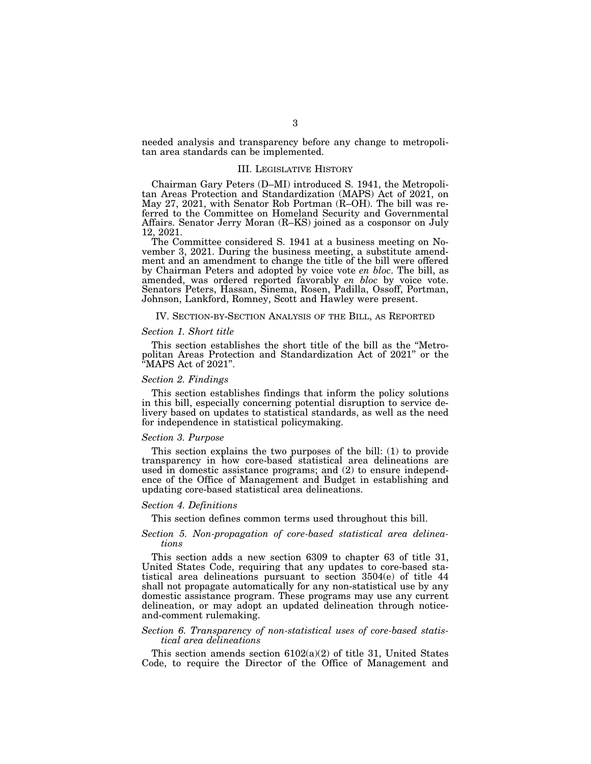needed analysis and transparency before any change to metropolitan area standards can be implemented.

## III. LEGISLATIVE HISTORY

Chairman Gary Peters (D–MI) introduced S. 1941, the Metropolitan Areas Protection and Standardization (MAPS) Act of 2021, on May 27, 2021, with Senator Rob Portman (R–OH). The bill was referred to the Committee on Homeland Security and Governmental Affairs. Senator Jerry Moran (R–KS) joined as a cosponsor on July 12, 2021.

The Committee considered S. 1941 at a business meeting on November 3, 2021. During the business meeting, a substitute amendment and an amendment to change the title of the bill were offered by Chairman Peters and adopted by voice vote *en bloc*. The bill, as amended, was ordered reported favorably *en bloc* by voice vote. Senators Peters, Hassan, Sinema, Rosen, Padilla, Ossoff, Portman, Johnson, Lankford, Romney, Scott and Hawley were present.

## IV. SECTION-BY-SECTION ANALYSIS OF THE BILL, AS REPORTED

### *Section 1. Short title*

This section establishes the short title of the bill as the "Metropolitan Areas Protection and Standardization Act of 2021" or the "MAPS Act of 2021".

### *Section 2. Findings*

This section establishes findings that inform the policy solutions in this bill, especially concerning potential disruption to service delivery based on updates to statistical standards, as well as the need for independence in statistical policymaking.

### *Section 3. Purpose*

This section explains the two purposes of the bill: (1) to provide transparency in how core-based statistical area delineations are used in domestic assistance programs; and (2) to ensure independence of the Office of Management and Budget in establishing and updating core-based statistical area delineations.

### *Section 4. Definitions*

This section defines common terms used throughout this bill.

### *Section 5. Non-propagation of core-based statistical area delineations*

This section adds a new section 6309 to chapter 63 of title 31, United States Code, requiring that any updates to core-based statistical area delineations pursuant to section 3504(e) of title 44 shall not propagate automatically for any non-statistical use by any domestic assistance program. These programs may use any current delineation, or may adopt an updated delineation through notice-and-comment rulemaking.

### *Section 6. Transparency of non-statistical uses of core-based statistical area delineations*

This section amends section 6102(a)(2) of title 31, United States Code, to require the Director of the Office of Management and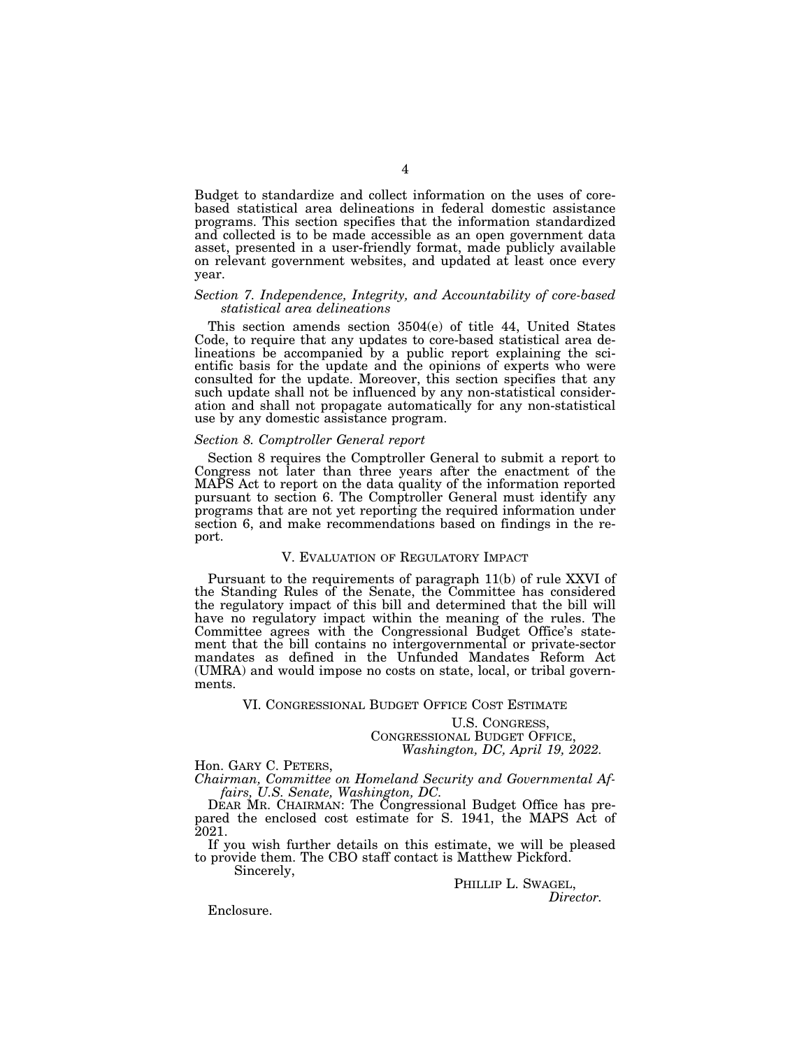Budget to standardize and collect information on the uses of core-based statistical area delineations in federal domestic assistance programs. This section specifies that the information standardized and collected is to be made accessible as an open government data asset, presented in a user-friendly format, made publicly available on relevant government websites, and updated at least once every year.

*Section 7. Independence, Integrity, and Accountability of core-based statistical area delineations*

This section amends section 3504(e) of title 44, United States Code, to require that any updates to core-based statistical area delineations be accompanied by a public report explaining the scientific basis for the update and the opinions of experts who were consulted for the update. Moreover, this section specifies that any such update shall not be influenced by any non-statistical consideration and shall not propagate automatically for any non-statistical use by any domestic assistance program.

*Section 8. Comptroller General report*

Section 8 requires the Comptroller General to submit a report to Congress not later than three years after the enactment of the MAPS Act to report on the data quality of the information reported pursuant to section 6. The Comptroller General must identify any programs that are not yet reporting the required information under section 6, and make recommendations based on findings in the report.

## V. Evaluation of Regulatory Impact

Pursuant to the requirements of paragraph 11(b) of rule XXVI of the Standing Rules of the Senate, the Committee has considered the regulatory impact of this bill and determined that the bill will have no regulatory impact within the meaning of the rules. The Committee agrees with the Congressional Budget Office's statement that the bill contains no intergovernmental or private-sector mandates as defined in the Unfunded Mandates Reform Act (UMRA) and would impose no costs on state, local, or tribal governments.

## VI. Congressional Budget Office Cost Estimate

U.S. Congress,
Congressional Budget Office,
*Washington, DC, April 19, 2022.*

Hon. Gary C. Peters,
*Chairman, Committee on Homeland Security and Governmental Affairs, U.S. Senate, Washington, DC.*

Dear Mr. Chairman: The Congressional Budget Office has prepared the enclosed cost estimate for S. 1941, the MAPS Act of 2021.

If you wish further details on this estimate, we will be pleased to provide them. The CBO staff contact is Matthew Pickford.

Sincerely,

Phillip L. Swagel,
*Director.*

Enclosure.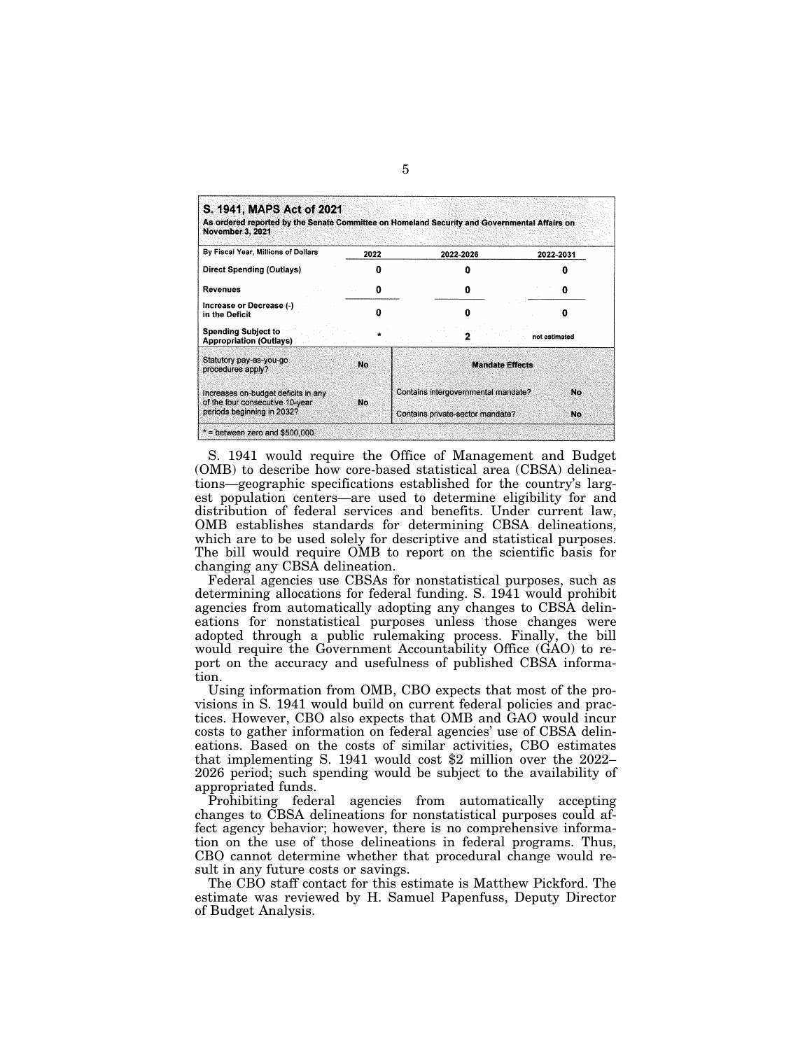**S. 1941, MAPS Act of 2021**

**As ordered reported by the Senate Committee on Homeland Security and Governmental Affairs on November 3, 2021**

| By Fiscal Year, Millions of Dollars | 2022 | 2022-2026 | 2022-2031 |
|---|---|---|---|
| Direct Spending (Outlays) | 0 | 0 | 0 |
| Revenues | 0 | 0 | 0 |
| Increase or Decrease (-) in the Deficit | 0 | 0 | 0 |
| Spending Subject to Appropriation (Outlays) | * | 2 | not estimated |

| | | Mandate Effects | |
|---|---|---|---|
| Statutory pay-as-you-go procedures apply? | No | | |
| Increases on-budget deficits in any of the four consecutive 10-year periods beginning in 2032? | No | Contains intergovernmental mandate? | No |
| | | Contains private-sector mandate? | No |

* = between zero and $500,000.

S. 1941 would require the Office of Management and Budget (OMB) to describe how core-based statistical area (CBSA) delineations—geographic specifications established for the country's largest population centers—are used to determine eligibility for and distribution of federal services and benefits. Under current law, OMB establishes standards for determining CBSA delineations, which are to be used solely for descriptive and statistical purposes. The bill would require OMB to report on the scientific basis for changing any CBSA delineation.

Federal agencies use CBSAs for nonstatistical purposes, such as determining allocations for federal funding. S. 1941 would prohibit agencies from automatically adopting any changes to CBSA delineations for nonstatistical purposes unless those changes were adopted through a public rulemaking process. Finally, the bill would require the Government Accountability Office (GAO) to report on the accuracy and usefulness of published CBSA information.

Using information from OMB, CBO expects that most of the provisions in S. 1941 would build on current federal policies and practices. However, CBO also expects that OMB and GAO would incur costs to gather information on federal agencies' use of CBSA delineations. Based on the costs of similar activities, CBO estimates that implementing S. 1941 would cost $2 million over the 2022–2026 period; such spending would be subject to the availability of appropriated funds.

Prohibiting federal agencies from automatically accepting changes to CBSA delineations for nonstatistical purposes could affect agency behavior; however, there is no comprehensive information on the use of those delineations in federal programs. Thus, CBO cannot determine whether that procedural change would result in any future costs or savings.

The CBO staff contact for this estimate is Matthew Pickford. The estimate was reviewed by H. Samuel Papenfuss, Deputy Director of Budget Analysis.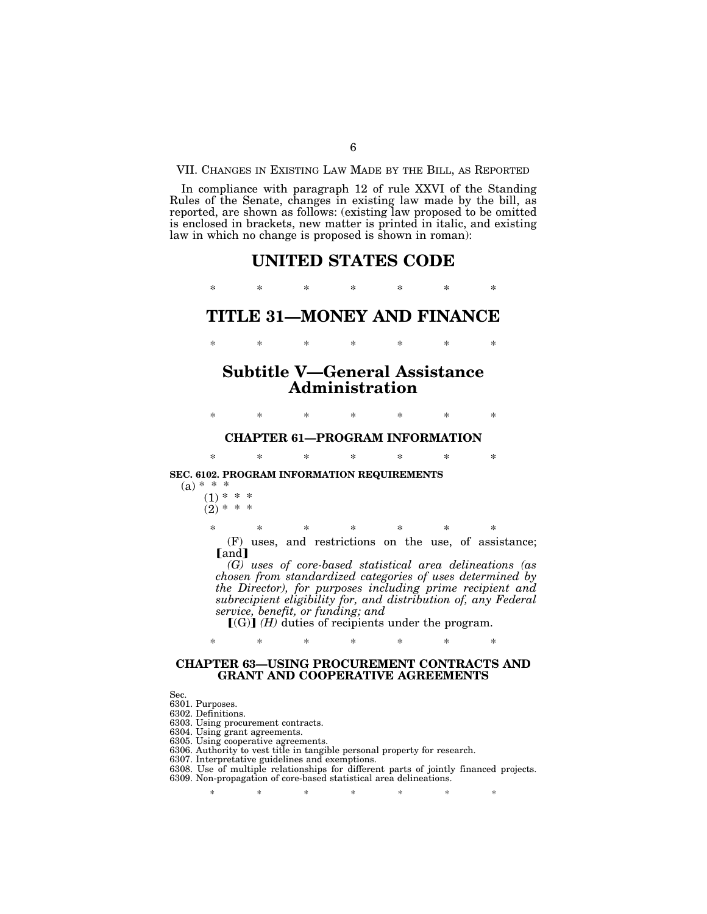VII. CHANGES IN EXISTING LAW MADE BY THE BILL, AS REPORTED

In compliance with paragraph 12 of rule XXVI of the Standing Rules of the Senate, changes in existing law made by the bill, as reported, are shown as follows: (existing law proposed to be omitted is enclosed in brackets, new matter is printed in italic, and existing law in which no change is proposed is shown in roman):

# UNITED STATES CODE

\* \* \* \* \* \* \*

# TITLE 31—MONEY AND FINANCE

\* \* \* \* \* \* \*

## Subtitle V—General Assistance Administration

\* \* \* \* \* \* \*

### CHAPTER 61—PROGRAM INFORMATION

\* \* \* \* \* \* \*

**SEC. 6102. PROGRAM INFORMATION REQUIREMENTS**

(a) \* \* \*

(1) \* \* \*

(2) \* \* \*

\* \* \* \* \* \* \*

(F) uses, and restrictions on the use, of assistance; [and]

*(G) uses of core-based statistical area delineations (as chosen from standardized categories of uses determined by the Director), for purposes including prime recipient and subrecipient eligibility for, and distribution of, any Federal service, benefit, or funding; and*

[(G)] *(H)* duties of recipients under the program.

\* \* \* \* \* \* \*

### CHAPTER 63—USING PROCUREMENT CONTRACTS AND GRANT AND COOPERATIVE AGREEMENTS

Sec.
6301. Purposes.
6302. Definitions.
6303. Using procurement contracts.
6304. Using grant agreements.
6305. Using cooperative agreements.
6306. Authority to vest title in tangible personal property for research.
6307. Interpretative guidelines and exemptions.
6308. Use of multiple relationships for different parts of jointly financed projects.
6309. Non-propagation of core-based statistical area delineations.

\* \* \* \* \* \* \*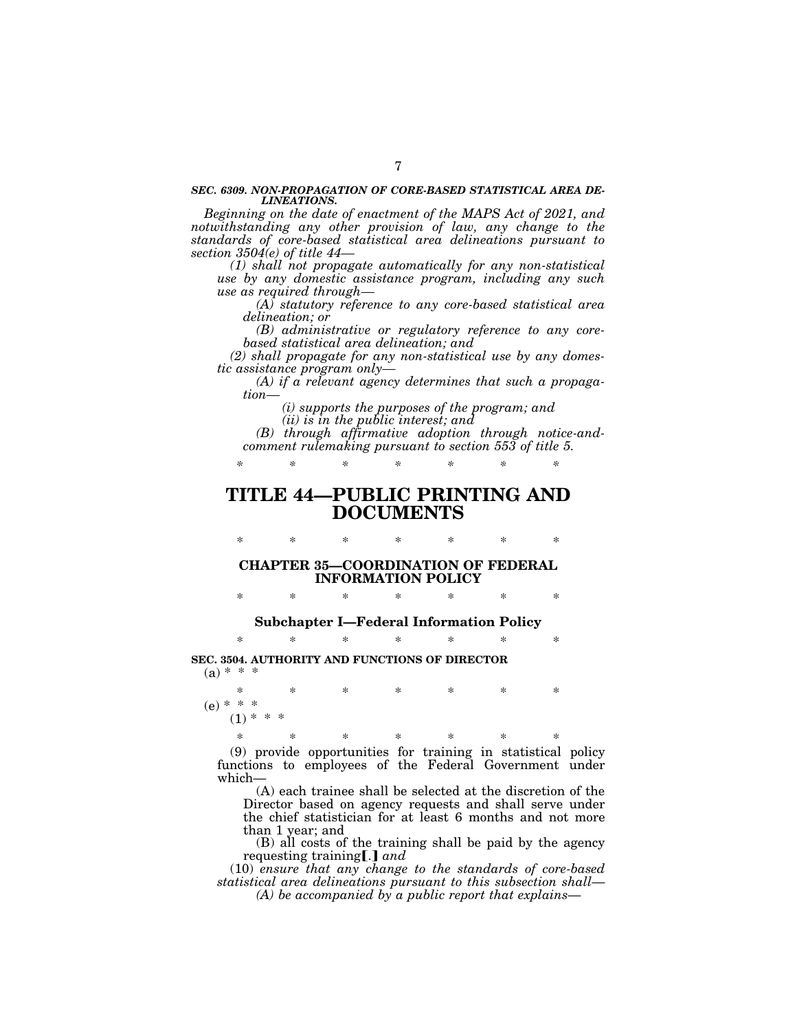***SEC. 6309. NON-PROPAGATION OF CORE-BASED STATISTICAL AREA DELINEATIONS.***

*Beginning on the date of enactment of the MAPS Act of 2021, and notwithstanding any other provision of law, any change to the standards of core-based statistical area delineations pursuant to section 3504(e) of title 44—*

*(1) shall not propagate automatically for any non-statistical use by any domestic assistance program, including any such use as required through—*

*(A) statutory reference to any core-based statistical area delineation; or*

*(B) administrative or regulatory reference to any core-based statistical area delineation; and*

*(2) shall propagate for any non-statistical use by any domestic assistance program only—*

*(A) if a relevant agency determines that such a propagation—*

*(i) supports the purposes of the program; and*

*(ii) is in the public interest; and*

*(B) through affirmative adoption through notice-and-comment rulemaking pursuant to section 553 of title 5.*

\* \* \* \* \* \* \*

# TITLE 44—PUBLIC PRINTING AND DOCUMENTS

\* \* \* \* \* \* \*

## CHAPTER 35—COORDINATION OF FEDERAL INFORMATION POLICY

\* \* \* \* \* \* \*

### Subchapter I—Federal Information Policy

\* \* \* \* \* \* \*

**SEC. 3504. AUTHORITY AND FUNCTIONS OF DIRECTOR**

(a) \* \* \*

\* \* \* \* \* \* \*

(e) \* \* \*

(1) \* \* \*

\* \* \* \* \* \* \*

(9) provide opportunities for training in statistical policy functions to employees of the Federal Government under which—

(A) each trainee shall be selected at the discretion of the Director based on agency requests and shall serve under the chief statistician for at least 6 months and not more than 1 year; and

(B) all costs of the training shall be paid by the agency requesting training**[**.**]** *and*

(10) *ensure that any change to the standards of core-based statistical area delineations pursuant to this subsection shall—*

*(A) be accompanied by a public report that explains—*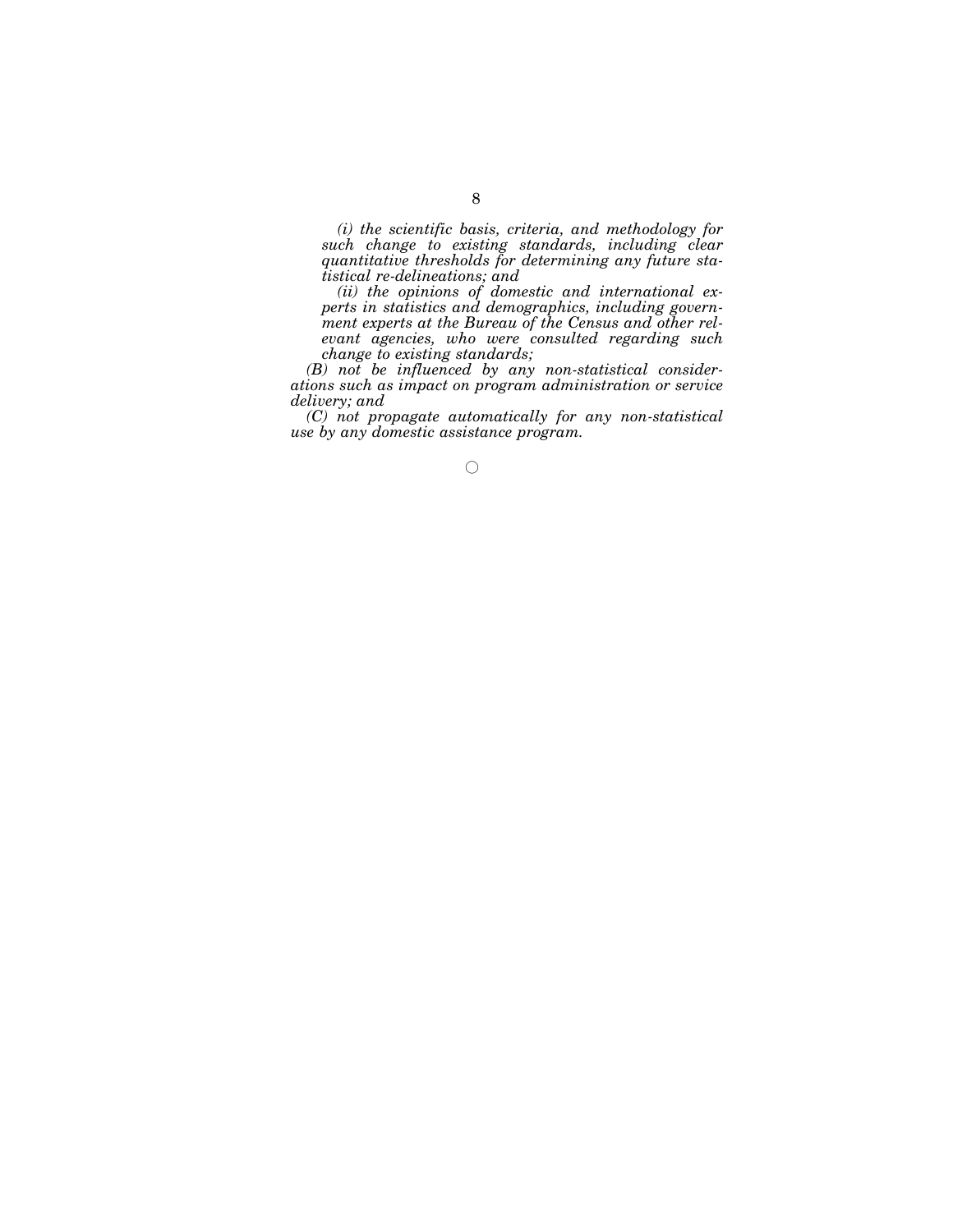*(i) the scientific basis, criteria, and methodology for such change to existing standards, including clear quantitative thresholds for determining any future statistical re-delineations; and*

*(ii) the opinions of domestic and international experts in statistics and demographics, including government experts at the Bureau of the Census and other relevant agencies, who were consulted regarding such change to existing standards;*

*(B) not be influenced by any non-statistical considerations such as impact on program administration or service delivery; and*

*(C) not propagate automatically for any non-statistical use by any domestic assistance program.*

○